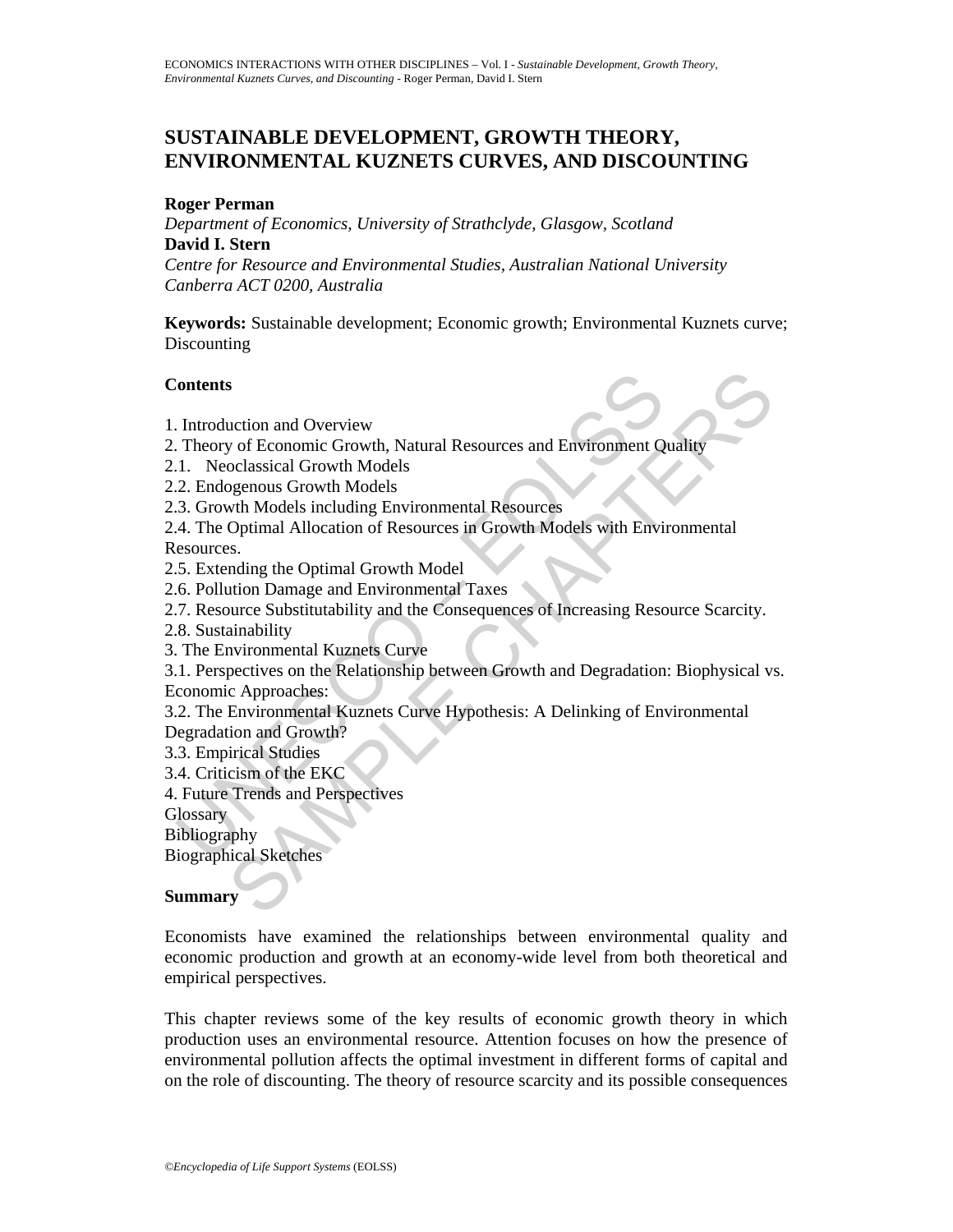# SUSTAINABLE DEVELOPMENT, GROWTH THEORY, ENVIRONMENTAL KUZNETS CURVES, AND DISCOUNTING

**Roger Perman**

*Department of Economics, University of Strathclyde, Glasgow, Scotland*

**David I. Stern**

*Centre for Resource and Environmental Studies, Australian National University Canberra ACT 0200, Australia*

**Keywords:** Sustainable development; Economic growth; Environmental Kuznets curve; Discounting

**Contents**

1. Introduction and Overview
2. Theory of Economic Growth, Natural Resources and Environment Quality
2.1. Neoclassical Growth Models
2.2. Endogenous Growth Models
2.3. Growth Models including Environmental Resources
2.4. The Optimal Allocation of Resources in Growth Models with Environmental Resources.
2.5. Extending the Optimal Growth Model
2.6. Pollution Damage and Environmental Taxes
2.7. Resource Substitutability and the Consequences of Increasing Resource Scarcity.
2.8. Sustainability
3. The Environmental Kuznets Curve
3.1. Perspectives on the Relationship between Growth and Degradation: Biophysical vs. Economic Approaches:
3.2. The Environmental Kuznets Curve Hypothesis: A Delinking of Environmental Degradation and Growth?
3.3. Empirical Studies
3.4. Criticism of the EKC
4. Future Trends and Perspectives

Glossary

Bibliography

Biographical Sketches

**Summary**

Economists have examined the relationships between environmental quality and economic production and growth at an economy-wide level from both theoretical and empirical perspectives.

This chapter reviews some of the key results of economic growth theory in which production uses an environmental resource. Attention focuses on how the presence of environmental pollution affects the optimal investment in different forms of capital and on the role of discounting. The theory of resource scarcity and its possible consequences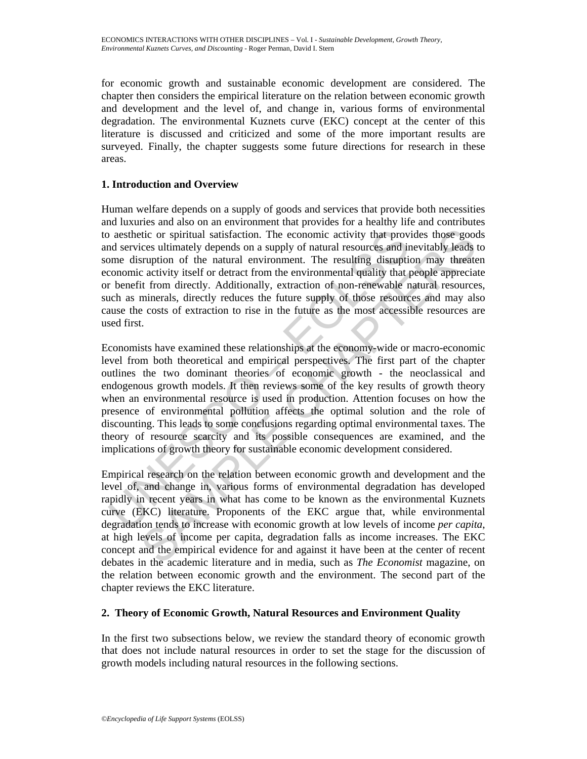for economic growth and sustainable economic development are considered. The chapter then considers the empirical literature on the relation between economic growth and development and the level of, and change in, various forms of environmental degradation. The environmental Kuznets curve (EKC) concept at the center of this literature is discussed and criticized and some of the more important results are surveyed. Finally, the chapter suggests some future directions for research in these areas.

## 1. Introduction and Overview

Human welfare depends on a supply of goods and services that provide both necessities and luxuries and also on an environment that provides for a healthy life and contributes to aesthetic or spiritual satisfaction. The economic activity that provides those goods and services ultimately depends on a supply of natural resources and inevitably leads to some disruption of the natural environment. The resulting disruption may threaten economic activity itself or detract from the environmental quality that people appreciate or benefit from directly. Additionally, extraction of non-renewable natural resources, such as minerals, directly reduces the future supply of those resources and may also cause the costs of extraction to rise in the future as the most accessible resources are used first.

Economists have examined these relationships at the economy-wide or macro-economic level from both theoretical and empirical perspectives. The first part of the chapter outlines the two dominant theories of economic growth - the neoclassical and endogenous growth models. It then reviews some of the key results of growth theory when an environmental resource is used in production. Attention focuses on how the presence of environmental pollution affects the optimal solution and the role of discounting. This leads to some conclusions regarding optimal environmental taxes. The theory of resource scarcity and its possible consequences are examined, and the implications of growth theory for sustainable economic development considered.

Empirical research on the relation between economic growth and development and the level of, and change in, various forms of environmental degradation has developed rapidly in recent years in what has come to be known as the environmental Kuznets curve (EKC) literature. Proponents of the EKC argue that, while environmental degradation tends to increase with economic growth at low levels of income *per capita*, at high levels of income per capita, degradation falls as income increases. The EKC concept and the empirical evidence for and against it have been at the center of recent debates in the academic literature and in media, such as *The Economist* magazine, on the relation between economic growth and the environment. The second part of the chapter reviews the EKC literature.

## 2. Theory of Economic Growth, Natural Resources and Environment Quality

In the first two subsections below, we review the standard theory of economic growth that does not include natural resources in order to set the stage for the discussion of growth models including natural resources in the following sections.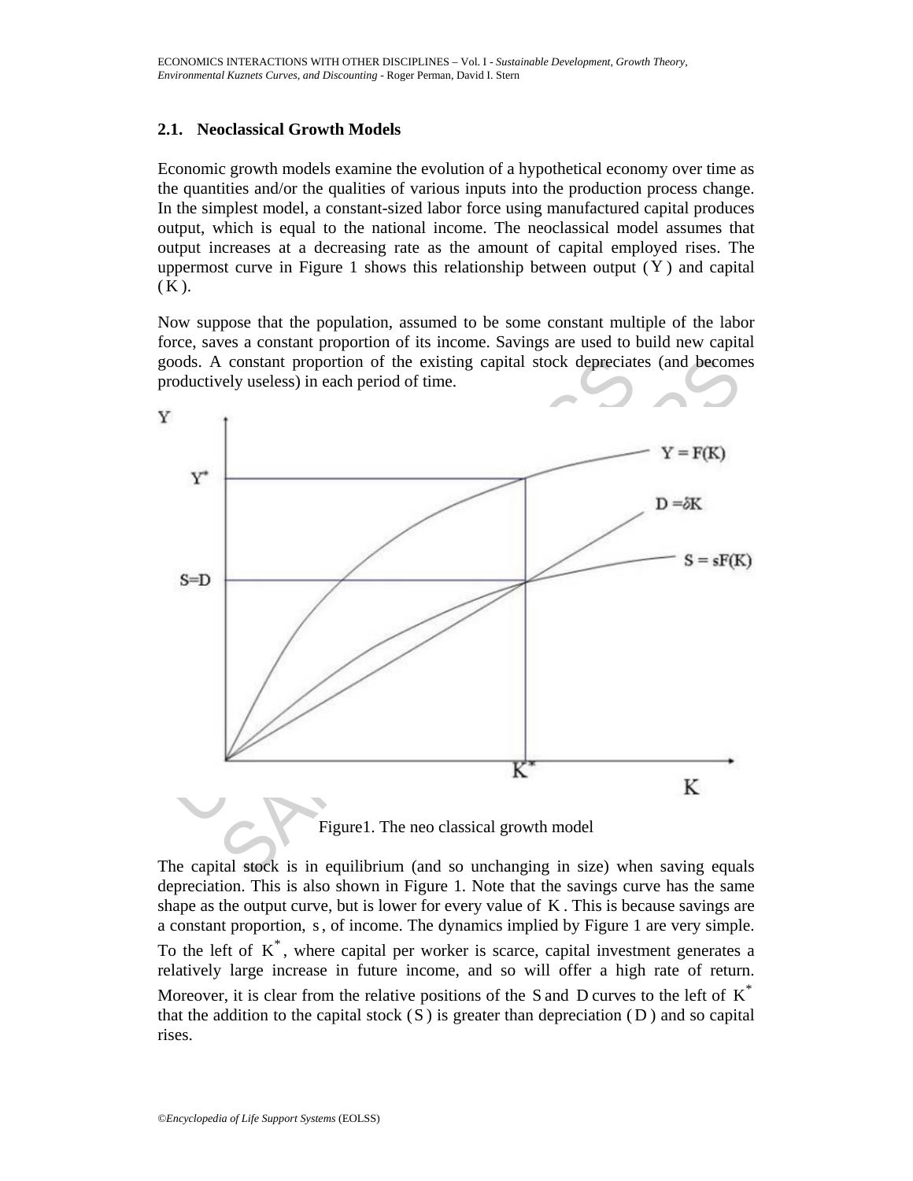### 2.1. Neoclassical Growth Models

Economic growth models examine the evolution of a hypothetical economy over time as the quantities and/or the qualities of various inputs into the production process change. In the simplest model, a constant-sized labor force using manufactured capital produces output, which is equal to the national income. The neoclassical model assumes that output increases at a decreasing rate as the amount of capital employed rises. The uppermost curve in Figure 1 shows this relationship between output ($Y$) and capital ($K$).

Now suppose that the population, assumed to be some constant multiple of the labor force, saves a constant proportion of its income. Savings are used to build new capital goods. A constant proportion of the existing capital stock depreciates (and becomes productively useless) in each period of time.

Figure1. The neo classical growth model

The capital stock is in equilibrium (and so unchanging in size) when saving equals depreciation. This is also shown in Figure 1. Note that the savings curve has the same shape as the output curve, but is lower for every value of $K$. This is because savings are a constant proportion, $s$, of income. The dynamics implied by Figure 1 are very simple. To the left of $K^*$, where capital per worker is scarce, capital investment generates a relatively large increase in future income, and so will offer a high rate of return. Moreover, it is clear from the relative positions of the $S$ and $D$ curves to the left of $K^*$ that the addition to the capital stock ($S$) is greater than depreciation ($D$) and so capital rises.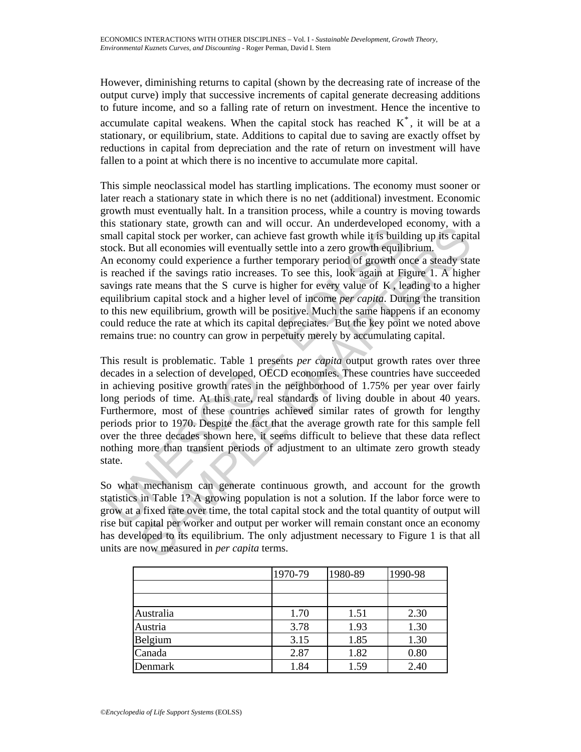However, diminishing returns to capital (shown by the decreasing rate of increase of the output curve) imply that successive increments of capital generate decreasing additions to future income, and so a falling rate of return on investment. Hence the incentive to accumulate capital weakens. When the capital stock has reached $K^*$, it will be at a stationary, or equilibrium, state. Additions to capital due to saving are exactly offset by reductions in capital from depreciation and the rate of return on investment will have fallen to a point at which there is no incentive to accumulate more capital.

This simple neoclassical model has startling implications. The economy must sooner or later reach a stationary state in which there is no net (additional) investment. Economic growth must eventually halt. In a transition process, while a country is moving towards this stationary state, growth can and will occur. An underdeveloped economy, with a small capital stock per worker, can achieve fast growth while it is building up its capital stock. But all economies will eventually settle into a zero growth equilibrium.
An economy could experience a further temporary period of growth once a steady state is reached if the savings ratio increases. To see this, look again at Figure 1. A higher savings rate means that the $S$ curve is higher for every value of $K$, leading to a higher equilibrium capital stock and a higher level of income *per capita*. During the transition to this new equilibrium, growth will be positive. Much the same happens if an economy could reduce the rate at which its capital depreciates. But the key point we noted above remains true: no country can grow in perpetuity merely by accumulating capital.

This result is problematic. Table 1 presents *per capita* output growth rates over three decades in a selection of developed, OECD economies. These countries have succeeded in achieving positive growth rates in the neighborhood of 1.75% per year over fairly long periods of time. At this rate, real standards of living double in about 40 years. Furthermore, most of these countries achieved similar rates of growth for lengthy periods prior to 1970. Despite the fact that the average growth rate for this sample fell over the three decades shown here, it seems difficult to believe that these data reflect nothing more than transient periods of adjustment to an ultimate zero growth steady state.

So what mechanism can generate continuous growth, and account for the growth statistics in Table 1? A growing population is not a solution. If the labor force were to grow at a fixed rate over time, the total capital stock and the total quantity of output will rise but capital per worker and output per worker will remain constant once an economy has developed to its equilibrium. The only adjustment necessary to Figure 1 is that all units are now measured in *per capita* terms.

| | 1970-79 | 1980-89 | 1990-98 |
|---|---|---|---|
| | | | |
| | | | |
| Australia | 1.70 | 1.51 | 2.30 |
| Austria | 3.78 | 1.93 | 1.30 |
| Belgium | 3.15 | 1.85 | 1.30 |
| Canada | 2.87 | 1.82 | 0.80 |
| Denmark | 1.84 | 1.59 | 2.40 |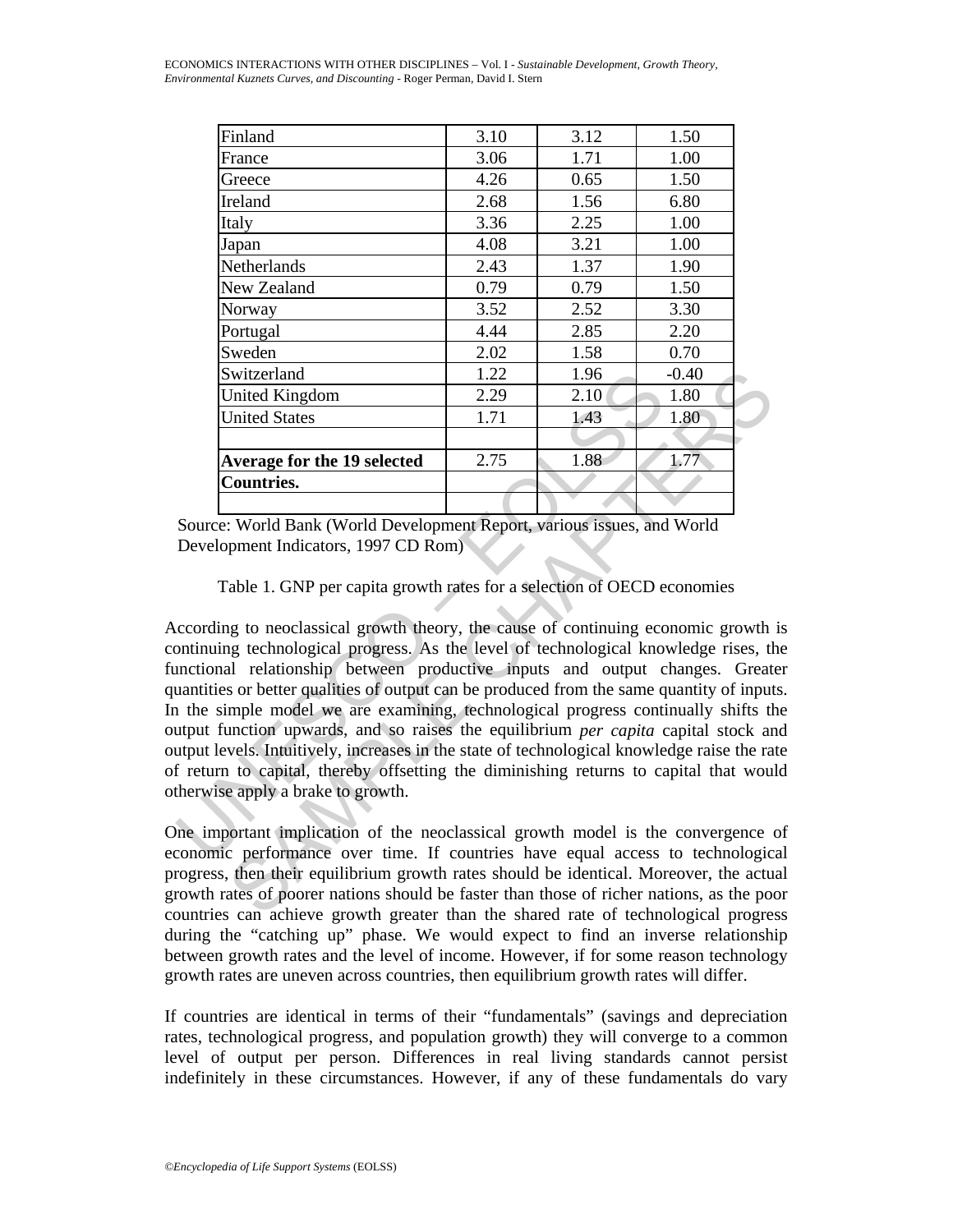| | | | |
|---|---|---|---|
| Finland | 3.10 | 3.12 | 1.50 |
| France | 3.06 | 1.71 | 1.00 |
| Greece | 4.26 | 0.65 | 1.50 |
| Ireland | 2.68 | 1.56 | 6.80 |
| Italy | 3.36 | 2.25 | 1.00 |
| Japan | 4.08 | 3.21 | 1.00 |
| Netherlands | 2.43 | 1.37 | 1.90 |
| New Zealand | 0.79 | 0.79 | 1.50 |
| Norway | 3.52 | 2.52 | 3.30 |
| Portugal | 4.44 | 2.85 | 2.20 |
| Sweden | 2.02 | 1.58 | 0.70 |
| Switzerland | 1.22 | 1.96 | -0.40 |
| United Kingdom | 2.29 | 2.10 | 1.80 |
| United States | 1.71 | 1.43 | 1.80 |
| | | | |
| **Average for the 19 selected Countries.** | 2.75 | 1.88 | 1.77 |
| | | | |

Source: World Bank (World Development Report, various issues, and World Development Indicators, 1997 CD Rom)

Table 1. GNP per capita growth rates for a selection of OECD economies

According to neoclassical growth theory, the cause of continuing economic growth is continuing technological progress. As the level of technological knowledge rises, the functional relationship between productive inputs and output changes. Greater quantities or better qualities of output can be produced from the same quantity of inputs. In the simple model we are examining, technological progress continually shifts the output function upwards, and so raises the equilibrium *per capita* capital stock and output levels. Intuitively, increases in the state of technological knowledge raise the rate of return to capital, thereby offsetting the diminishing returns to capital that would otherwise apply a brake to growth.

One important implication of the neoclassical growth model is the convergence of economic performance over time. If countries have equal access to technological progress, then their equilibrium growth rates should be identical. Moreover, the actual growth rates of poorer nations should be faster than those of richer nations, as the poor countries can achieve growth greater than the shared rate of technological progress during the "catching up" phase. We would expect to find an inverse relationship between growth rates and the level of income. However, if for some reason technology growth rates are uneven across countries, then equilibrium growth rates will differ.

If countries are identical in terms of their "fundamentals" (savings and depreciation rates, technological progress, and population growth) they will converge to a common level of output per person. Differences in real living standards cannot persist indefinitely in these circumstances. However, if any of these fundamentals do vary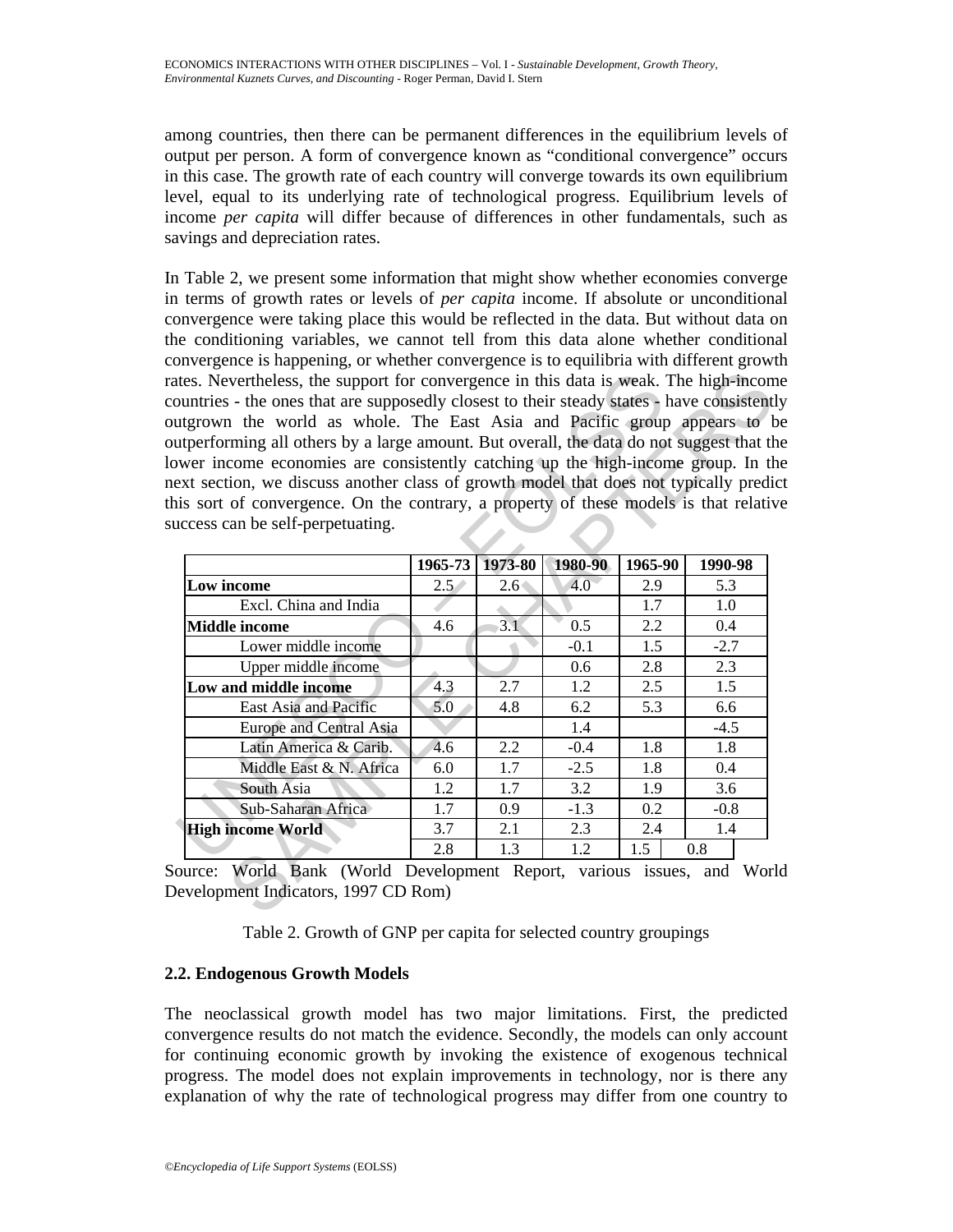among countries, then there can be permanent differences in the equilibrium levels of output per person. A form of convergence known as "conditional convergence" occurs in this case. The growth rate of each country will converge towards its own equilibrium level, equal to its underlying rate of technological progress. Equilibrium levels of income *per capita* will differ because of differences in other fundamentals, such as savings and depreciation rates.

In Table 2, we present some information that might show whether economies converge in terms of growth rates or levels of *per capita* income. If absolute or unconditional convergence were taking place this would be reflected in the data. But without data on the conditioning variables, we cannot tell from this data alone whether conditional convergence is happening, or whether convergence is to equilibria with different growth rates. Nevertheless, the support for convergence in this data is weak. The high-income countries - the ones that are supposedly closest to their steady states - have consistently outgrown the world as whole. The East Asia and Pacific group appears to be outperforming all others by a large amount. But overall, the data do not suggest that the lower income economies are consistently catching up the high-income group. In the next section, we discuss another class of growth model that does not typically predict this sort of convergence. On the contrary, a property of these models is that relative success can be self-perpetuating.

| | 1965-73 | 1973-80 | 1980-90 | 1965-90 | 1990-98 |
|---|---|---|---|---|---|
| **Low income** | 2.5 | 2.6 | 4.0 | 2.9 | 5.3 |
| Excl. China and India | | | | 1.7 | 1.0 |
| **Middle income** | 4.6 | 3.1 | 0.5 | 2.2 | 0.4 |
| Lower middle income | | | -0.1 | 1.5 | -2.7 |
| Upper middle income | | | 0.6 | 2.8 | 2.3 |
| **Low and middle income** | 4.3 | 2.7 | 1.2 | 2.5 | 1.5 |
| East Asia and Pacific | 5.0 | 4.8 | 6.2 | 5.3 | 6.6 |
| Europe and Central Asia | | | 1.4 | | -4.5 |
| Latin America & Carib. | 4.6 | 2.2 | -0.4 | 1.8 | 1.8 |
| Middle East & N. Africa | 6.0 | 1.7 | -2.5 | 1.8 | 0.4 |
| South Asia | 1.2 | 1.7 | 3.2 | 1.9 | 3.6 |
| Sub-Saharan Africa | 1.7 | 0.9 | -1.3 | 0.2 | -0.8 |
| **High income World** | 3.7 | 2.1 | 2.3 | 2.4 | 1.4 |
| | 2.8 | 1.3 | 1.2 | 1.5 | 0.8 |

Source: World Bank (World Development Report, various issues, and World Development Indicators, 1997 CD Rom)

Table 2. Growth of GNP per capita for selected country groupings

## 2.2. Endogenous Growth Models

The neoclassical growth model has two major limitations. First, the predicted convergence results do not match the evidence. Secondly, the models can only account for continuing economic growth by invoking the existence of exogenous technical progress. The model does not explain improvements in technology, nor is there any explanation of why the rate of technological progress may differ from one country to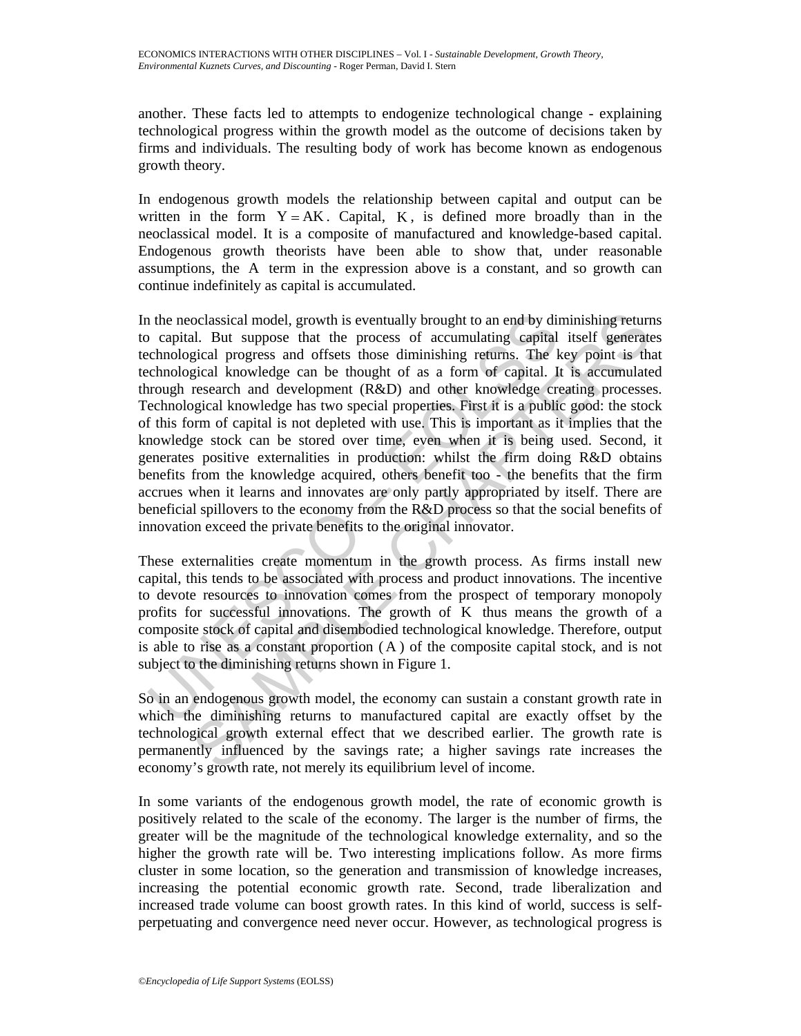another. These facts led to attempts to endogenize technological change - explaining technological progress within the growth model as the outcome of decisions taken by firms and individuals. The resulting body of work has become known as endogenous growth theory.

In endogenous growth models the relationship between capital and output can be written in the form $Y = AK$. Capital, $K$, is defined more broadly than in the neoclassical model. It is a composite of manufactured and knowledge-based capital. Endogenous growth theorists have been able to show that, under reasonable assumptions, the $A$ term in the expression above is a constant, and so growth can continue indefinitely as capital is accumulated.

In the neoclassical model, growth is eventually brought to an end by diminishing returns to capital. But suppose that the process of accumulating capital itself generates technological progress and offsets those diminishing returns. The key point is that technological knowledge can be thought of as a form of capital. It is accumulated through research and development (R&D) and other knowledge creating processes. Technological knowledge has two special properties. First it is a public good: the stock of this form of capital is not depleted with use. This is important as it implies that the knowledge stock can be stored over time, even when it is being used. Second, it generates positive externalities in production: whilst the firm doing R&D obtains benefits from the knowledge acquired, others benefit too - the benefits that the firm accrues when it learns and innovates are only partly appropriated by itself. There are beneficial spillovers to the economy from the R&D process so that the social benefits of innovation exceed the private benefits to the original innovator.

These externalities create momentum in the growth process. As firms install new capital, this tends to be associated with process and product innovations. The incentive to devote resources to innovation comes from the prospect of temporary monopoly profits for successful innovations. The growth of $K$ thus means the growth of a composite stock of capital and disembodied technological knowledge. Therefore, output is able to rise as a constant proportion ($A$) of the composite capital stock, and is not subject to the diminishing returns shown in Figure 1.

So in an endogenous growth model, the economy can sustain a constant growth rate in which the diminishing returns to manufactured capital are exactly offset by the technological growth external effect that we described earlier. The growth rate is permanently influenced by the savings rate; a higher savings rate increases the economy's growth rate, not merely its equilibrium level of income.

In some variants of the endogenous growth model, the rate of economic growth is positively related to the scale of the economy. The larger is the number of firms, the greater will be the magnitude of the technological knowledge externality, and so the higher the growth rate will be. Two interesting implications follow. As more firms cluster in some location, so the generation and transmission of knowledge increases, increasing the potential economic growth rate. Second, trade liberalization and increased trade volume can boost growth rates. In this kind of world, success is self-perpetuating and convergence need never occur. However, as technological progress is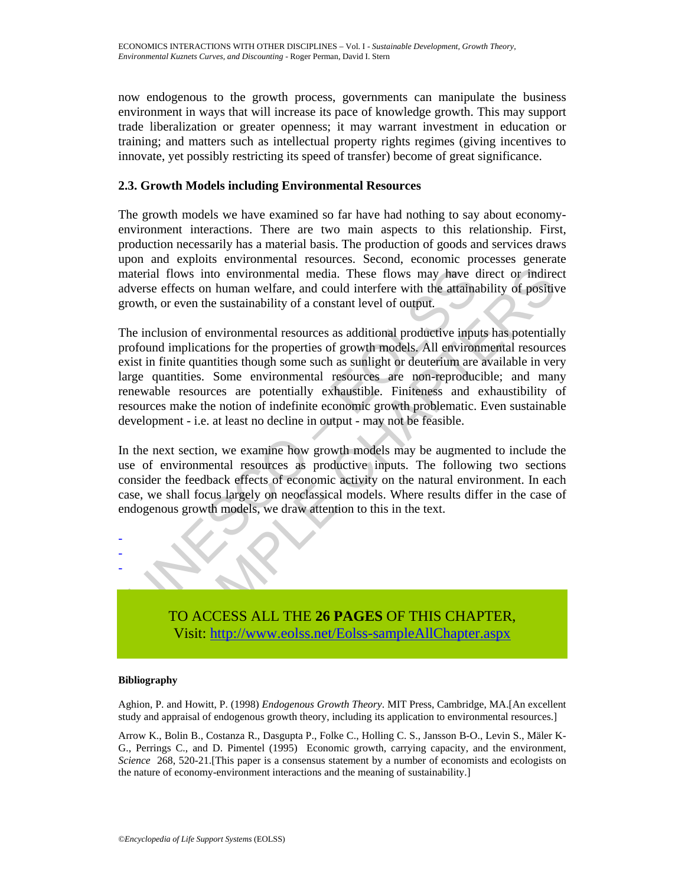now endogenous to the growth process, governments can manipulate the business environment in ways that will increase its pace of knowledge growth. This may support trade liberalization or greater openness; it may warrant investment in education or training; and matters such as intellectual property rights regimes (giving incentives to innovate, yet possibly restricting its speed of transfer) become of great significance.

### 2.3. Growth Models including Environmental Resources

The growth models we have examined so far have had nothing to say about economy-environment interactions. There are two main aspects to this relationship. First, production necessarily has a material basis. The production of goods and services draws upon and exploits environmental resources. Second, economic processes generate material flows into environmental media. These flows may have direct or indirect adverse effects on human welfare, and could interfere with the attainability of positive growth, or even the sustainability of a constant level of output.

The inclusion of environmental resources as additional productive inputs has potentially profound implications for the properties of growth models. All environmental resources exist in finite quantities though some such as sunlight or deuterium are available in very large quantities. Some environmental resources are non-reproducible; and many renewable resources are potentially exhaustible. Finiteness and exhaustibility of resources make the notion of indefinite economic growth problematic. Even sustainable development - i.e. at least no decline in output - may not be feasible.

In the next section, we examine how growth models may be augmented to include the use of environmental resources as productive inputs. The following two sections consider the feedback effects of economic activity on the natural environment. In each case, we shall focus largely on neoclassical models. Where results differ in the case of endogenous growth models, we draw attention to this in the text.

-
-
-

TO ACCESS ALL THE **26 PAGES** OF THIS CHAPTER,
Visit: http://www.eolss.net/Eolss-sampleAllChapter.aspx

#### Bibliography

Aghion, P. and Howitt, P. (1998) *Endogenous Growth Theory*. MIT Press, Cambridge, MA.[An excellent study and appraisal of endogenous growth theory, including its application to environmental resources.]

Arrow K., Bolin B., Costanza R., Dasgupta P., Folke C., Holling C. S., Jansson B-O., Levin S., Mäler K-G., Perrings C., and D. Pimentel (1995) Economic growth, carrying capacity, and the environment, *Science* 268, 520-21.[This paper is a consensus statement by a number of economists and ecologists on the nature of economy-environment interactions and the meaning of sustainability.]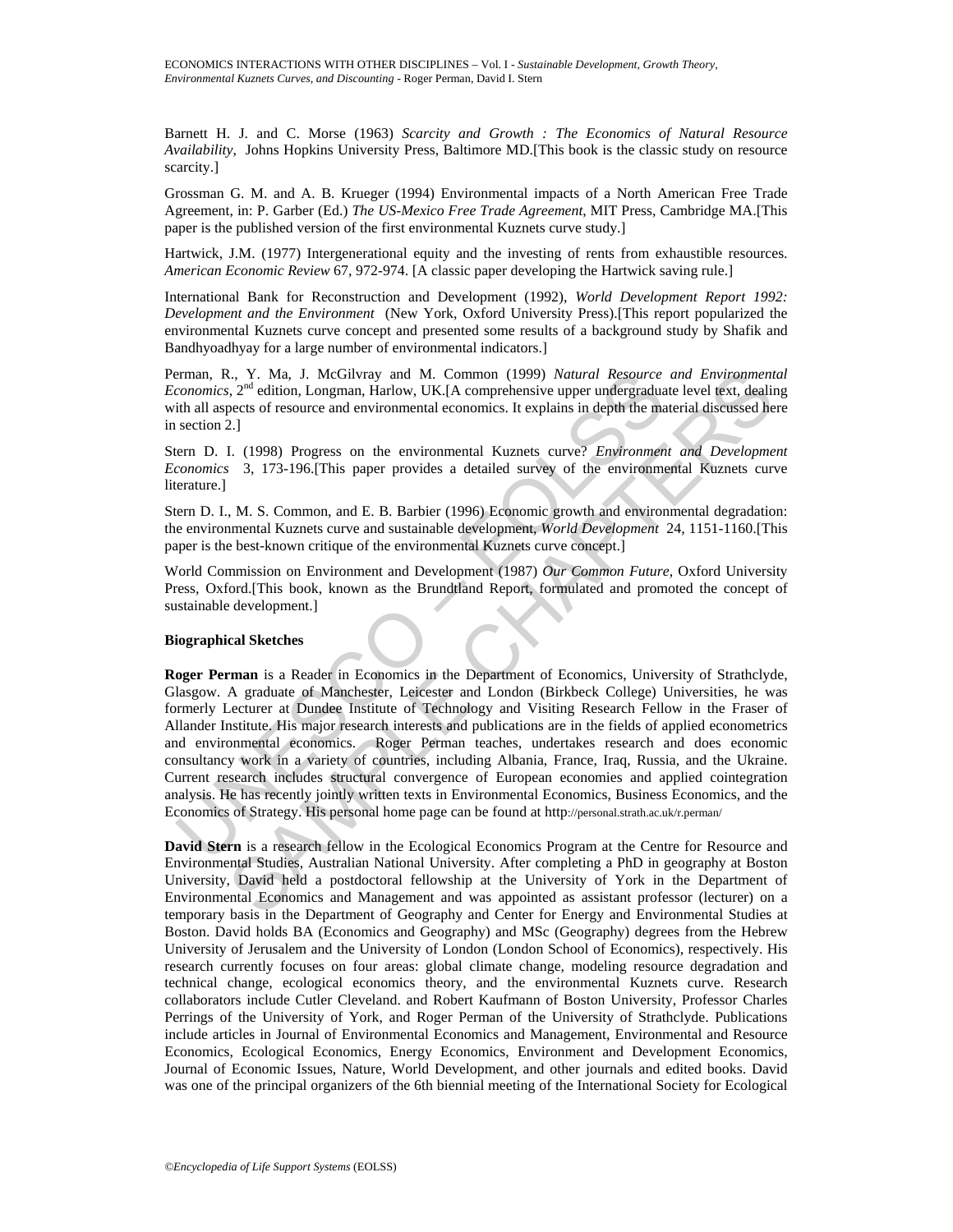Barnett H. J. and C. Morse (1963) *Scarcity and Growth : The Economics of Natural Resource Availability*, Johns Hopkins University Press, Baltimore MD.[This book is the classic study on resource scarcity.]

Grossman G. M. and A. B. Krueger (1994) Environmental impacts of a North American Free Trade Agreement, in: P. Garber (Ed.) *The US-Mexico Free Trade Agreement*, MIT Press, Cambridge MA.[This paper is the published version of the first environmental Kuznets curve study.]

Hartwick, J.M. (1977) Intergenerational equity and the investing of rents from exhaustible resources. *American Economic Review* 67, 972-974. [A classic paper developing the Hartwick saving rule.]

International Bank for Reconstruction and Development (1992), *World Development Report 1992: Development and the Environment* (New York, Oxford University Press).[This report popularized the environmental Kuznets curve concept and presented some results of a background study by Shafik and Bandhyoadhyay for a large number of environmental indicators.]

Perman, R., Y. Ma, J. McGilvray and M. Common (1999) *Natural Resource and Environmental Economics*, 2nd edition, Longman, Harlow, UK.[A comprehensive upper undergraduate level text, dealing with all aspects of resource and environmental economics. It explains in depth the material discussed here in section 2.]

Stern D. I. (1998) Progress on the environmental Kuznets curve? *Environment and Development Economics* 3, 173-196.[This paper provides a detailed survey of the environmental Kuznets curve literature.]

Stern D. I., M. S. Common, and E. B. Barbier (1996) Economic growth and environmental degradation: the environmental Kuznets curve and sustainable development, *World Development* 24, 1151-1160.[This paper is the best-known critique of the environmental Kuznets curve concept.]

World Commission on Environment and Development (1987) *Our Common Future*, Oxford University Press, Oxford.[This book, known as the Brundtland Report, formulated and promoted the concept of sustainable development.]

**Biographical Sketches**

**Roger Perman** is a Reader in Economics in the Department of Economics, University of Strathclyde, Glasgow. A graduate of Manchester, Leicester and London (Birkbeck College) Universities, he was formerly Lecturer at Dundee Institute of Technology and Visiting Research Fellow in the Fraser of Allander Institute. His major research interests and publications are in the fields of applied econometrics and environmental economics. Roger Perman teaches, undertakes research and does economic consultancy work in a variety of countries, including Albania, France, Iraq, Russia, and the Ukraine. Current research includes structural convergence of European economies and applied cointegration analysis. He has recently jointly written texts in Environmental Economics, Business Economics, and the Economics of Strategy. His personal home page can be found at http://personal.strath.ac.uk/r.perman/

**David Stern** is a research fellow in the Ecological Economics Program at the Centre for Resource and Environmental Studies, Australian National University. After completing a PhD in geography at Boston University, David held a postdoctoral fellowship at the University of York in the Department of Environmental Economics and Management and was appointed as assistant professor (lecturer) on a temporary basis in the Department of Geography and Center for Energy and Environmental Studies at Boston. David holds BA (Economics and Geography) and MSc (Geography) degrees from the Hebrew University of Jerusalem and the University of London (London School of Economics), respectively. His research currently focuses on four areas: global climate change, modeling resource degradation and technical change, ecological economics theory, and the environmental Kuznets curve. Research collaborators include Cutler Cleveland. and Robert Kaufmann of Boston University, Professor Charles Perrings of the University of York, and Roger Perman of the University of Strathclyde. Publications include articles in Journal of Environmental Economics and Management, Environmental and Resource Economics, Ecological Economics, Energy Economics, Environment and Development Economics, Journal of Economic Issues, Nature, World Development, and other journals and edited books. David was one of the principal organizers of the 6th biennial meeting of the International Society for Ecological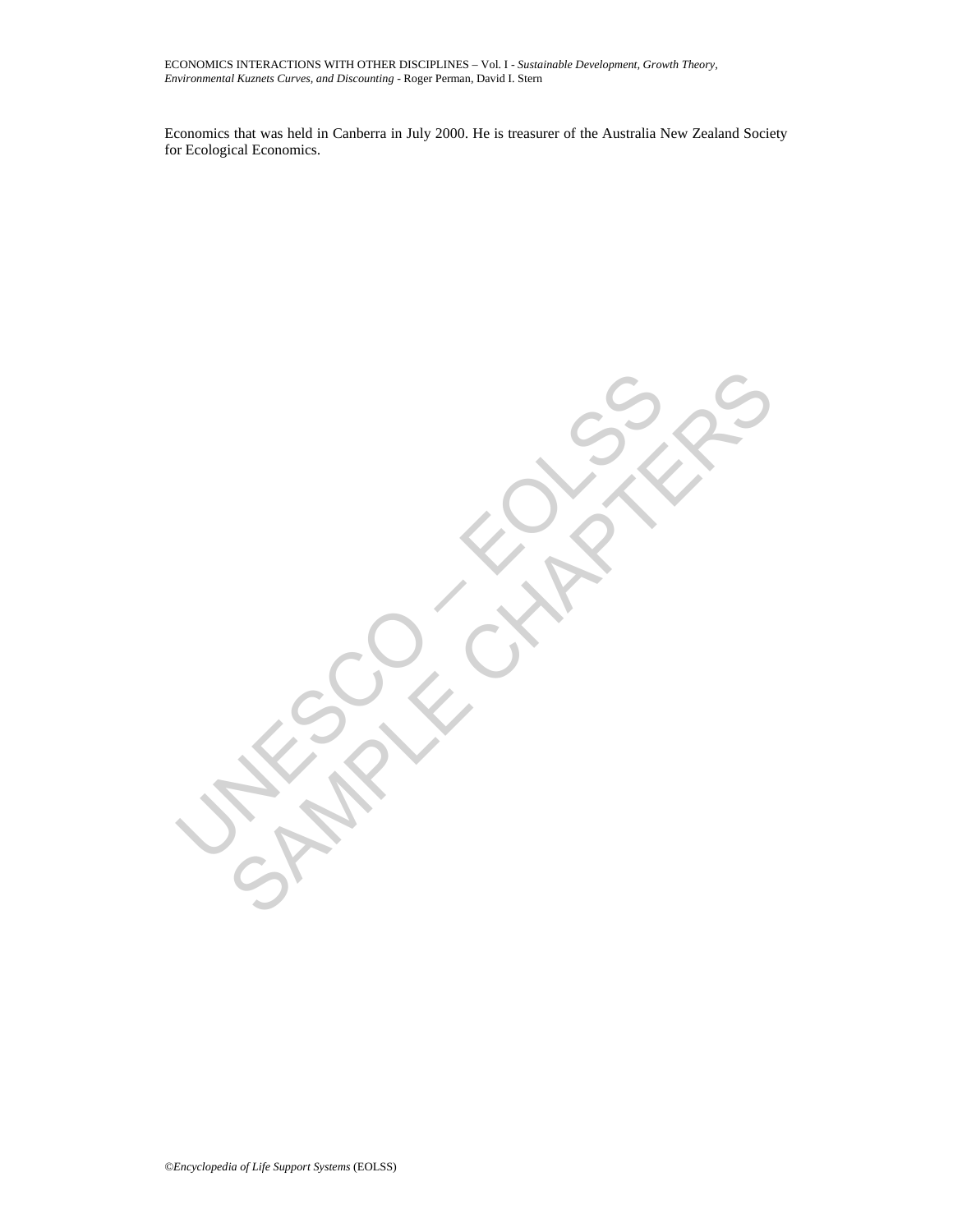Economics that was held in Canberra in July 2000. He is treasurer of the Australia New Zealand Society for Ecological Economics.